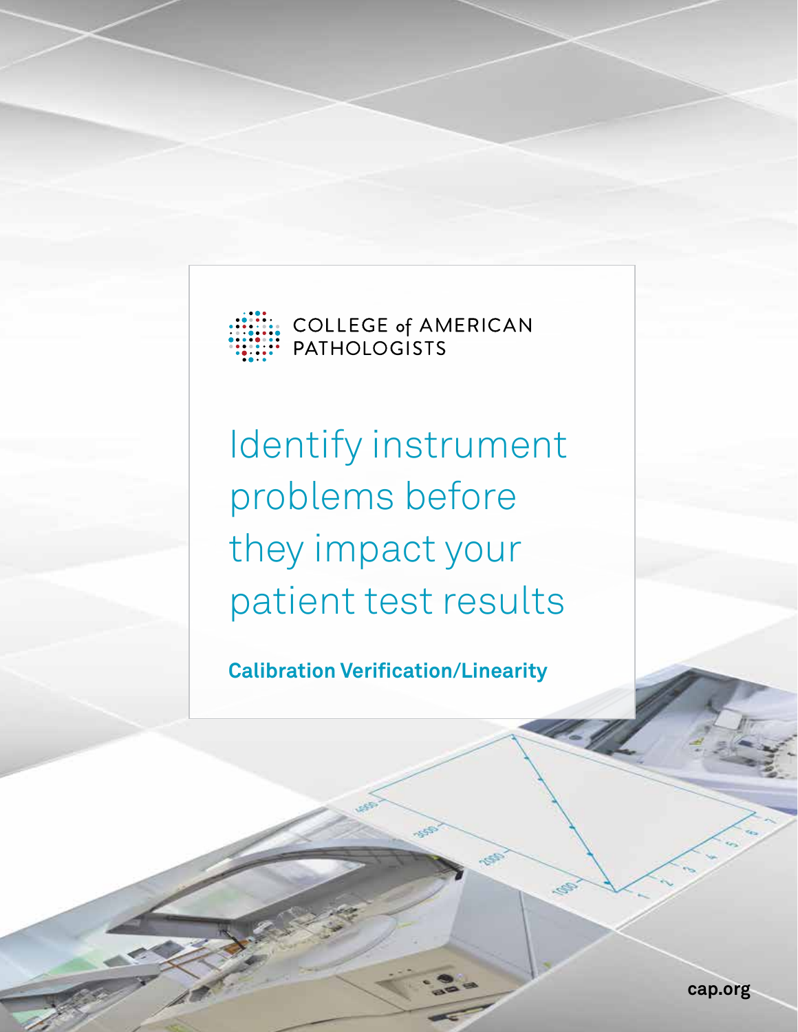COLLEGE of AMERICAN PATHOLOGISTS

# Identify instrument problems before they impact your patient test results

**Calibration Verification/Linearity**

cap.org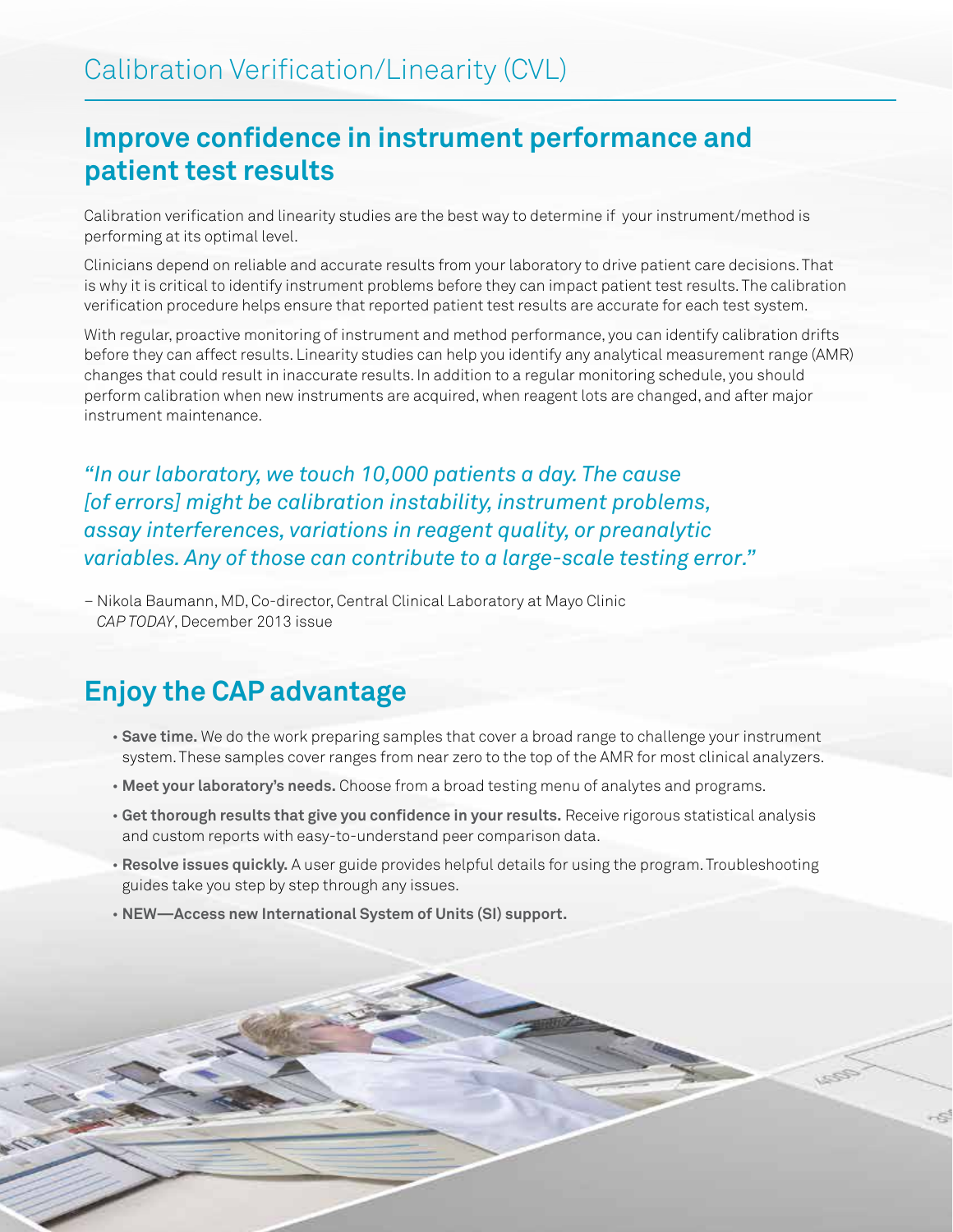# Calibration Verification/Linearity (CVL)

## Improve confidence in instrument performance and patient test results

Calibration verification and linearity studies are the best way to determine if your instrument/method is performing at its optimal level.

Clinicians depend on reliable and accurate results from your laboratory to drive patient care decisions. That is why it is critical to identify instrument problems before they can impact patient test results. The calibration verification procedure helps ensure that reported patient test results are accurate for each test system.

With regular, proactive monitoring of instrument and method performance, you can identify calibration drifts before they can affect results. Linearity studies can help you identify any analytical measurement range (AMR) changes that could result in inaccurate results. In addition to a regular monitoring schedule, you should perform calibration when new instruments are acquired, when reagent lots are changed, and after major instrument maintenance.

*"In our laboratory, we touch 10,000 patients a day. The cause [of errors] might be calibration instability, instrument problems, assay interferences, variations in reagent quality, or preanalytic variables. Any of those can contribute to a large-scale testing error."*

– Nikola Baumann, MD, Co-director, Central Clinical Laboratory at Mayo Clinic
*CAP TODAY*, December 2013 issue

## Enjoy the CAP advantage

- **Save time.** We do the work preparing samples that cover a broad range to challenge your instrument system. These samples cover ranges from near zero to the top of the AMR for most clinical analyzers.
- **Meet your laboratory's needs.** Choose from a broad testing menu of analytes and programs.
- **Get thorough results that give you confidence in your results.** Receive rigorous statistical analysis and custom reports with easy-to-understand peer comparison data.
- **Resolve issues quickly.** A user guide provides helpful details for using the program. Troubleshooting guides take you step by step through any issues.
- **NEW—Access new International System of Units (SI) support.**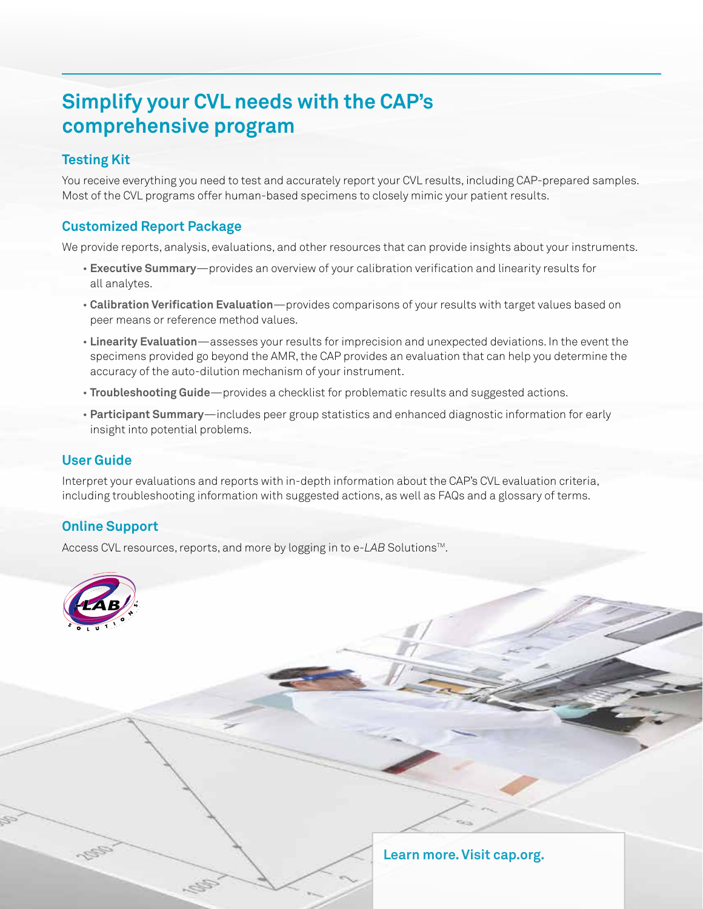# Simplify your CVL needs with the CAP's comprehensive program

## Testing Kit

You receive everything you need to test and accurately report your CVL results, including CAP-prepared samples. Most of the CVL programs offer human-based specimens to closely mimic your patient results.

## Customized Report Package

We provide reports, analysis, evaluations, and other resources that can provide insights about your instruments.

- **Executive Summary**—provides an overview of your calibration verification and linearity results for all analytes.
- **Calibration Verification Evaluation**—provides comparisons of your results with target values based on peer means or reference method values.
- **Linearity Evaluation**—assesses your results for imprecision and unexpected deviations. In the event the specimens provided go beyond the AMR, the CAP provides an evaluation that can help you determine the accuracy of the auto-dilution mechanism of your instrument.
- **Troubleshooting Guide**—provides a checklist for problematic results and suggested actions.
- **Participant Summary**—includes peer group statistics and enhanced diagnostic information for early insight into potential problems.

## User Guide

Interpret your evaluations and reports with in-depth information about the CAP's CVL evaluation criteria, including troubleshooting information with suggested actions, as well as FAQs and a glossary of terms.

## Online Support

Access CVL resources, reports, and more by logging in to e-*LAB* Solutions™.

**Learn more. Visit cap.org.**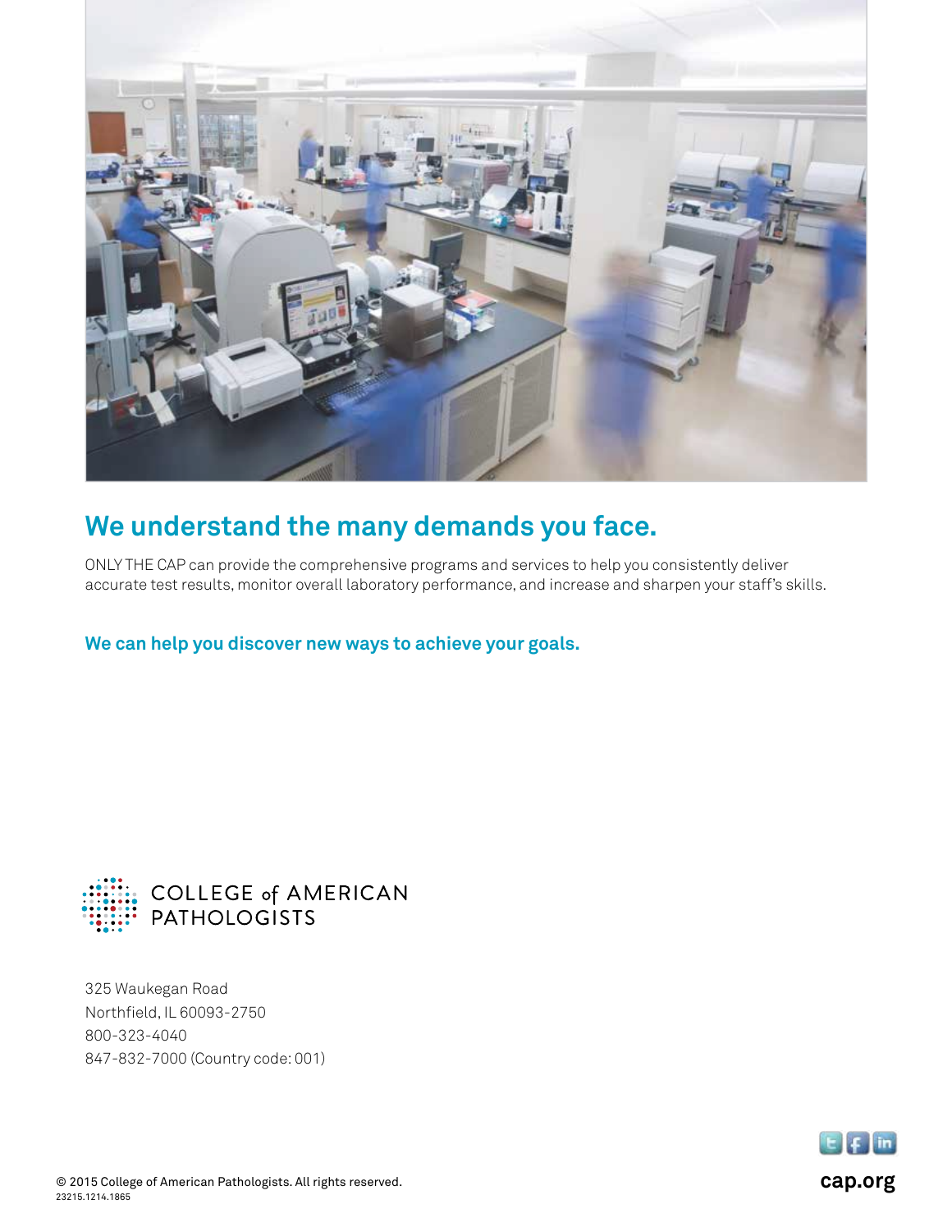## We understand the many demands you face.

ONLY THE CAP can provide the comprehensive programs and services to help you consistently deliver accurate test results, monitor overall laboratory performance, and increase and sharpen your staff's skills.

**We can help you discover new ways to achieve your goals.**

COLLEGE of AMERICAN PATHOLOGISTS

325 Waukegan Road
Northfield, IL 60093-2750
800-323-4040
847-832-7000 (Country code: 001)

© 2015 College of American Pathologists. All rights reserved.
23215.1214.1865

**cap.org**